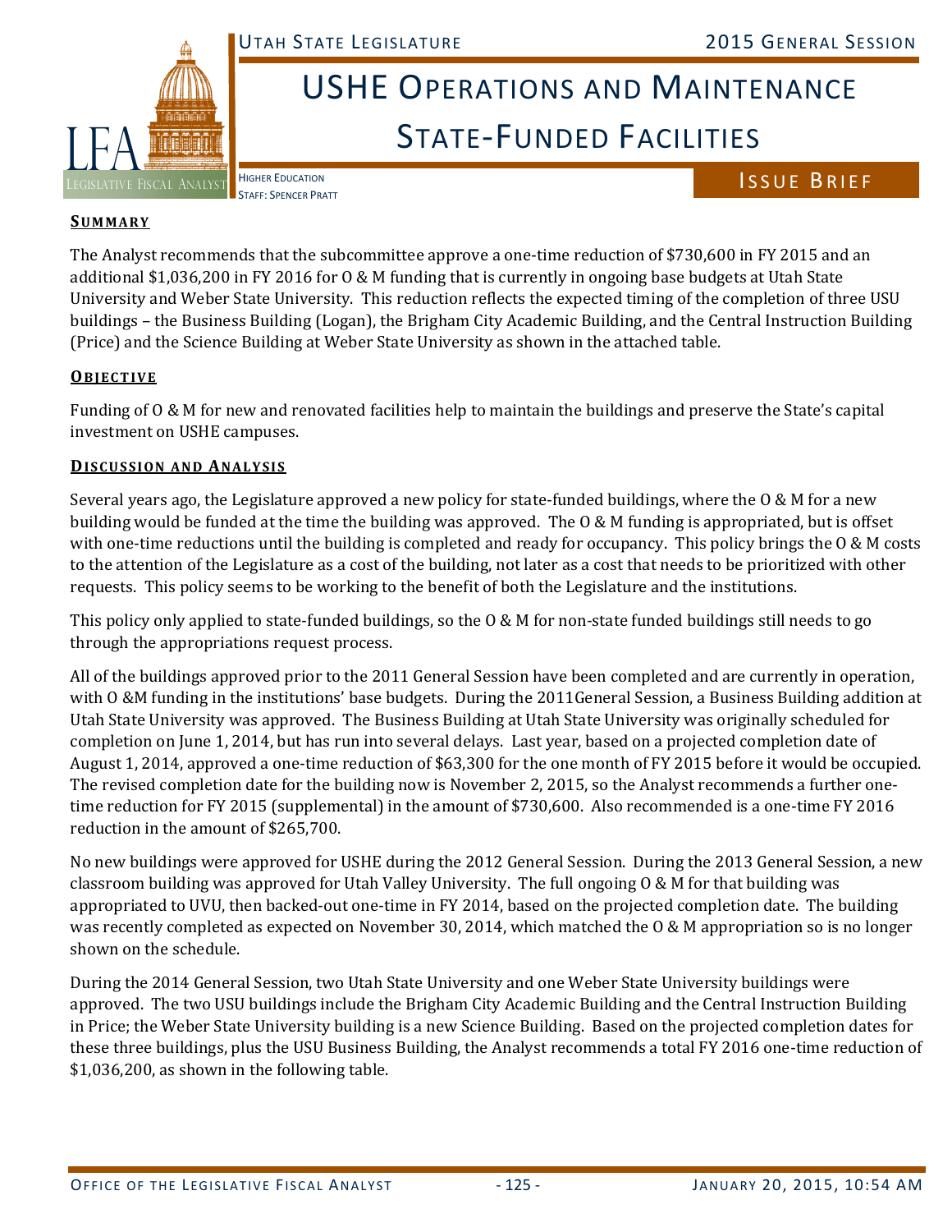# USHE Operations and Maintenance State-Funded Facilities

Higher Education
Staff: Spencer Pratt

Issue Brief

## Summary

The Analyst recommends that the subcommittee approve a one-time reduction of $730,600 in FY 2015 and an additional $1,036,200 in FY 2016 for O & M funding that is currently in ongoing base budgets at Utah State University and Weber State University. This reduction reflects the expected timing of the completion of three USU buildings – the Business Building (Logan), the Brigham City Academic Building, and the Central Instruction Building (Price) and the Science Building at Weber State University as shown in the attached table.

## Objective

Funding of O & M for new and renovated facilities help to maintain the buildings and preserve the State's capital investment on USHE campuses.

## Discussion and Analysis

Several years ago, the Legislature approved a new policy for state-funded buildings, where the O & M for a new building would be funded at the time the building was approved. The O & M funding is appropriated, but is offset with one-time reductions until the building is completed and ready for occupancy. This policy brings the O & M costs to the attention of the Legislature as a cost of the building, not later as a cost that needs to be prioritized with other requests. This policy seems to be working to the benefit of both the Legislature and the institutions.

This policy only applied to state-funded buildings, so the O & M for non-state funded buildings still needs to go through the appropriations request process.

All of the buildings approved prior to the 2011 General Session have been completed and are currently in operation, with O &M funding in the institutions' base budgets. During the 2011General Session, a Business Building addition at Utah State University was approved. The Business Building at Utah State University was originally scheduled for completion on June 1, 2014, but has run into several delays. Last year, based on a projected completion date of August 1, 2014, approved a one-time reduction of $63,300 for the one month of FY 2015 before it would be occupied. The revised completion date for the building now is November 2, 2015, so the Analyst recommends a further one-time reduction for FY 2015 (supplemental) in the amount of $730,600. Also recommended is a one-time FY 2016 reduction in the amount of $265,700.

No new buildings were approved for USHE during the 2012 General Session. During the 2013 General Session, a new classroom building was approved for Utah Valley University. The full ongoing O & M for that building was appropriated to UVU, then backed-out one-time in FY 2014, based on the projected completion date. The building was recently completed as expected on November 30, 2014, which matched the O & M appropriation so is no longer shown on the schedule.

During the 2014 General Session, two Utah State University and one Weber State University buildings were approved. The two USU buildings include the Brigham City Academic Building and the Central Instruction Building in Price; the Weber State University building is a new Science Building. Based on the projected completion dates for these three buildings, plus the USU Business Building, the Analyst recommends a total FY 2016 one-time reduction of $1,036,200, as shown in the following table.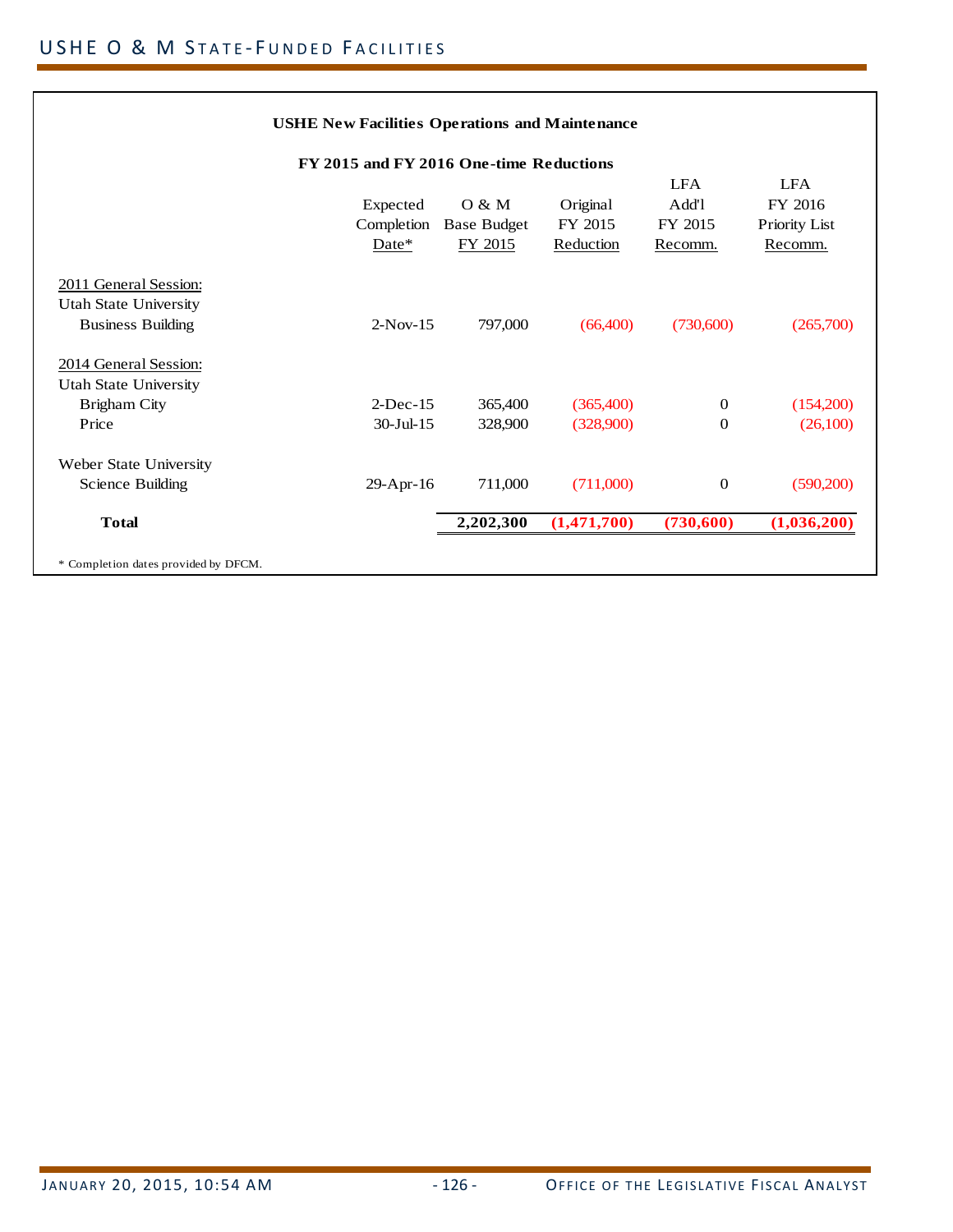**USHE New Facilities Operations and Maintenance**

**FY 2015 and FY 2016 One-time Reductions**

| | Expected Completion Date* | O & M Base Budget FY 2015 | Original FY 2015 Reduction | LFA Add'l FY 2015 Recomm. | LFA FY 2016 Priority List Recomm. |
|---|---|---|---|---|---|
| 2011 General Session: | | | | | |
| Utah State University | | | | | |
| Business Building | 2-Nov-15 | 797,000 | (66,400) | (730,600) | (265,700) |
| 2014 General Session: | | | | | |
| Utah State University | | | | | |
| Brigham City | 2-Dec-15 | 365,400 | (365,400) | 0 | (154,200) |
| Price | 30-Jul-15 | 328,900 | (328,900) | 0 | (26,100) |
| Weber State University | | | | | |
| Science Building | 29-Apr-16 | 711,000 | (711,000) | 0 | (590,200) |
| **Total** | | **2,202,300** | **(1,471,700)** | **(730,600)** | **(1,036,200)** |

\* Completion dates provided by DFCM.